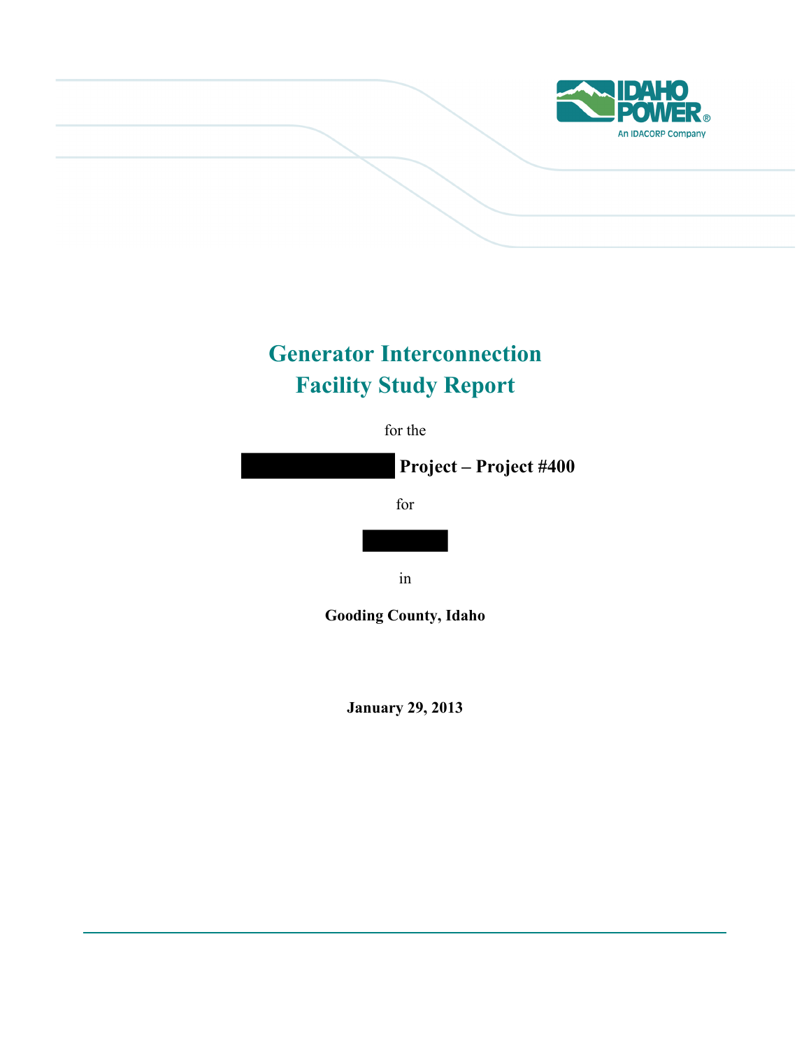# Generator Interconnection
# Facility Study Report

for the

**Project – Project #400**

for

in

**Gooding County, Idaho**

**January 29, 2013**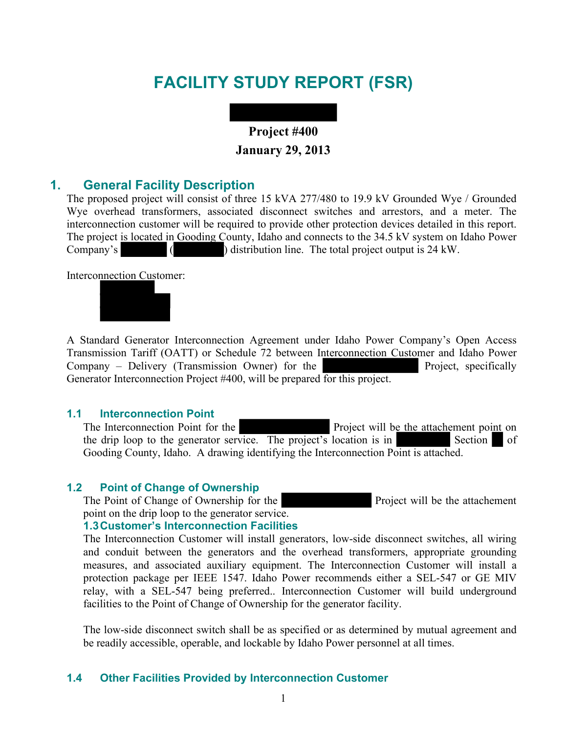# FACILITY STUDY REPORT (FSR)

**Project #400**

**January 29, 2013**

## 1. General Facility Description

The proposed project will consist of three 15 kVA 277/480 to 19.9 kV Grounded Wye / Grounded Wye overhead transformers, associated disconnect switches and arrestors, and a meter. The interconnection customer will be required to provide other protection devices detailed in this report. The project is located in Gooding County, Idaho and connects to the 34.5 kV system on Idaho Power Company's ( ) distribution line. The total project output is 24 kW.

Interconnection Customer:

A Standard Generator Interconnection Agreement under Idaho Power Company's Open Access Transmission Tariff (OATT) or Schedule 72 between Interconnection Customer and Idaho Power Company – Delivery (Transmission Owner) for the Project, specifically Generator Interconnection Project #400, will be prepared for this project.

### 1.1 Interconnection Point

The Interconnection Point for the Project will be the attachement point on the drip loop to the generator service. The project's location is in Section of Gooding County, Idaho. A drawing identifying the Interconnection Point is attached.

### 1.2 Point of Change of Ownership

The Point of Change of Ownership for the Project will be the attachement point on the drip loop to the generator service.

### 1.3 Customer's Interconnection Facilities

The Interconnection Customer will install generators, low-side disconnect switches, all wiring and conduit between the generators and the overhead transformers, appropriate grounding measures, and associated auxiliary equipment. The Interconnection Customer will install a protection package per IEEE 1547. Idaho Power recommends either a SEL-547 or GE MIV relay, with a SEL-547 being preferred.. Interconnection Customer will build underground facilities to the Point of Change of Ownership for the generator facility.

The low-side disconnect switch shall be as specified or as determined by mutual agreement and be readily accessible, operable, and lockable by Idaho Power personnel at all times.

### 1.4 Other Facilities Provided by Interconnection Customer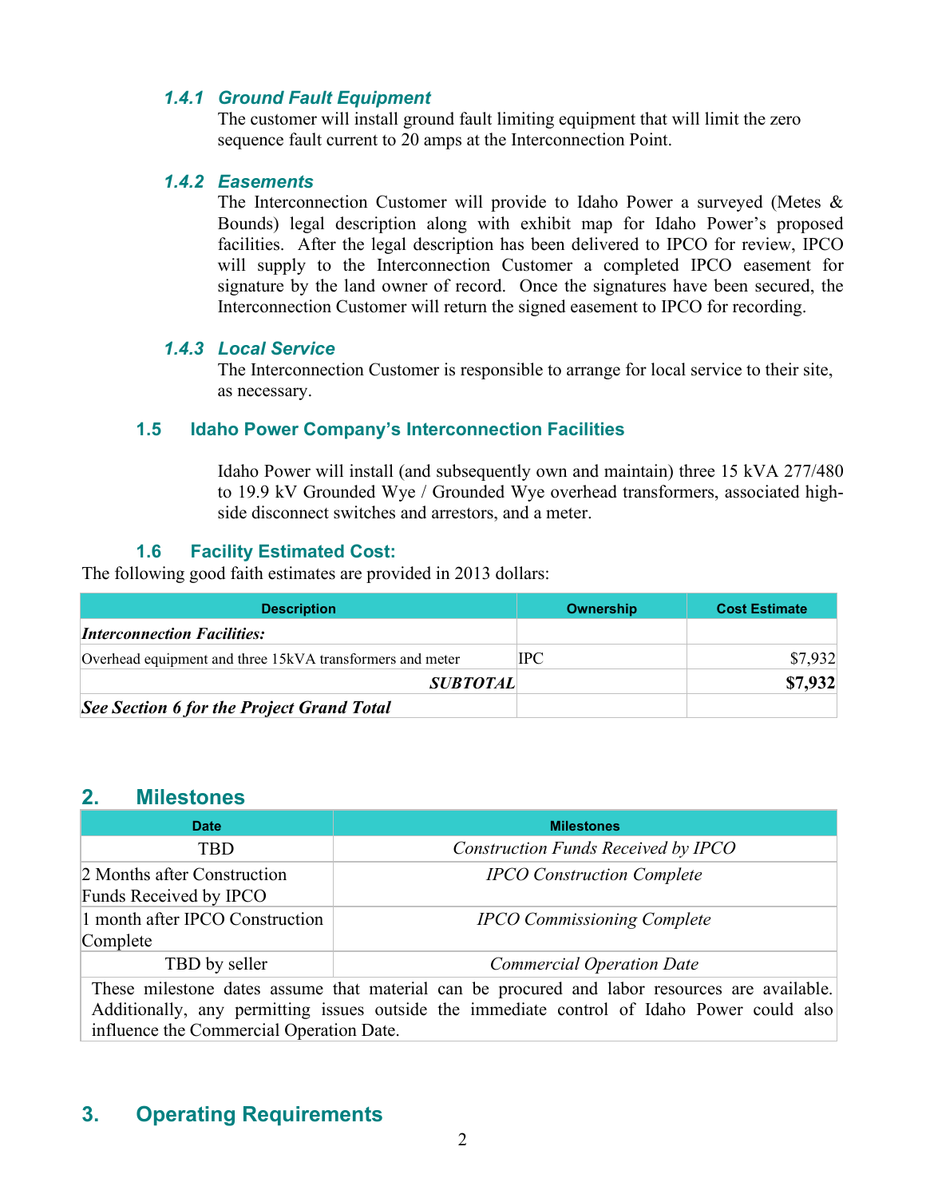#### 1.4.1 Ground Fault Equipment

The customer will install ground fault limiting equipment that will limit the zero sequence fault current to 20 amps at the Interconnection Point.

#### 1.4.2 Easements

The Interconnection Customer will provide to Idaho Power a surveyed (Metes & Bounds) legal description along with exhibit map for Idaho Power's proposed facilities. After the legal description has been delivered to IPCO for review, IPCO will supply to the Interconnection Customer a completed IPCO easement for signature by the land owner of record. Once the signatures have been secured, the Interconnection Customer will return the signed easement to IPCO for recording.

#### 1.4.3 Local Service

The Interconnection Customer is responsible to arrange for local service to their site, as necessary.

### 1.5 Idaho Power Company's Interconnection Facilities

Idaho Power will install (and subsequently own and maintain) three 15 kVA 277/480 to 19.9 kV Grounded Wye / Grounded Wye overhead transformers, associated high-side disconnect switches and arrestors, and a meter.

### 1.6 Facility Estimated Cost:

The following good faith estimates are provided in 2013 dollars:

| Description | Ownership | Cost Estimate |
|---|---|---|
| ***Interconnection Facilities:*** | | |
| Overhead equipment and three 15kVA transformers and meter | IPC | $7,932 |
| ***SUBTOTAL*** | | **$7,932** |
| ***See Section 6 for the Project Grand Total*** | | |

## 2. Milestones

| Date | Milestones |
|---|---|
| TBD | *Construction Funds Received by IPCO* |
| 2 Months after Construction Funds Received by IPCO | *IPCO Construction Complete* |
| 1 month after IPCO Construction Complete | *IPCO Commissioning Complete* |
| TBD by seller | *Commercial Operation Date* |
| These milestone dates assume that material can be procured and labor resources are available. Additionally, any permitting issues outside the immediate control of Idaho Power could also influence the Commercial Operation Date. | |

## 3. Operating Requirements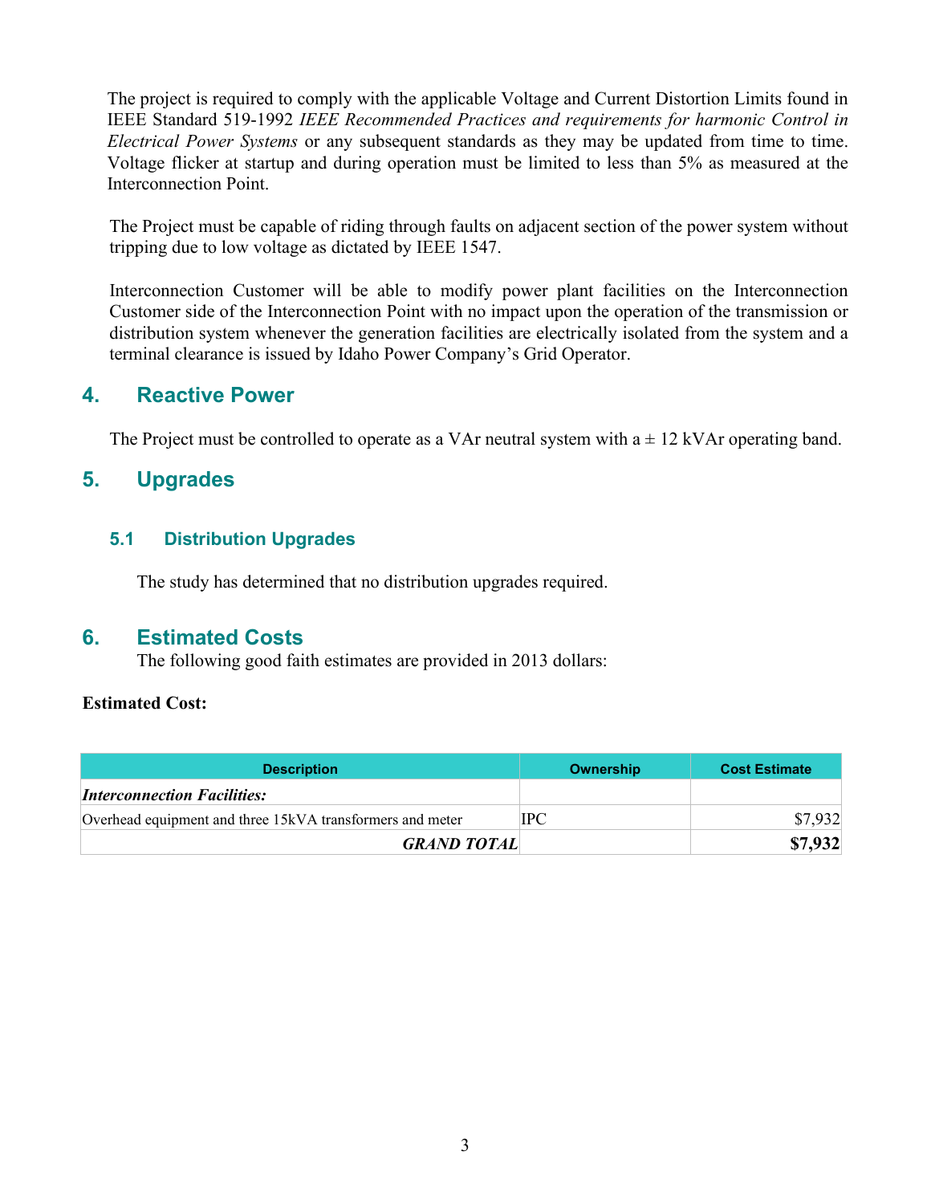The project is required to comply with the applicable Voltage and Current Distortion Limits found in IEEE Standard 519-1992 *IEEE Recommended Practices and requirements for harmonic Control in Electrical Power Systems* or any subsequent standards as they may be updated from time to time. Voltage flicker at startup and during operation must be limited to less than 5% as measured at the Interconnection Point.

The Project must be capable of riding through faults on adjacent section of the power system without tripping due to low voltage as dictated by IEEE 1547.

Interconnection Customer will be able to modify power plant facilities on the Interconnection Customer side of the Interconnection Point with no impact upon the operation of the transmission or distribution system whenever the generation facilities are electrically isolated from the system and a terminal clearance is issued by Idaho Power Company's Grid Operator.

## 4. Reactive Power

The Project must be controlled to operate as a VAr neutral system with a ± 12 kVAr operating band.

## 5. Upgrades

### 5.1 Distribution Upgrades

The study has determined that no distribution upgrades required.

## 6. Estimated Costs

The following good faith estimates are provided in 2013 dollars:

**Estimated Cost:**

| Description | Ownership | Cost Estimate |
|---|---|---|
| ***Interconnection Facilities:*** | | |
| Overhead equipment and three 15kVA transformers and meter | IPC | $7,932 |
| ***GRAND TOTAL*** | | **$7,932** |